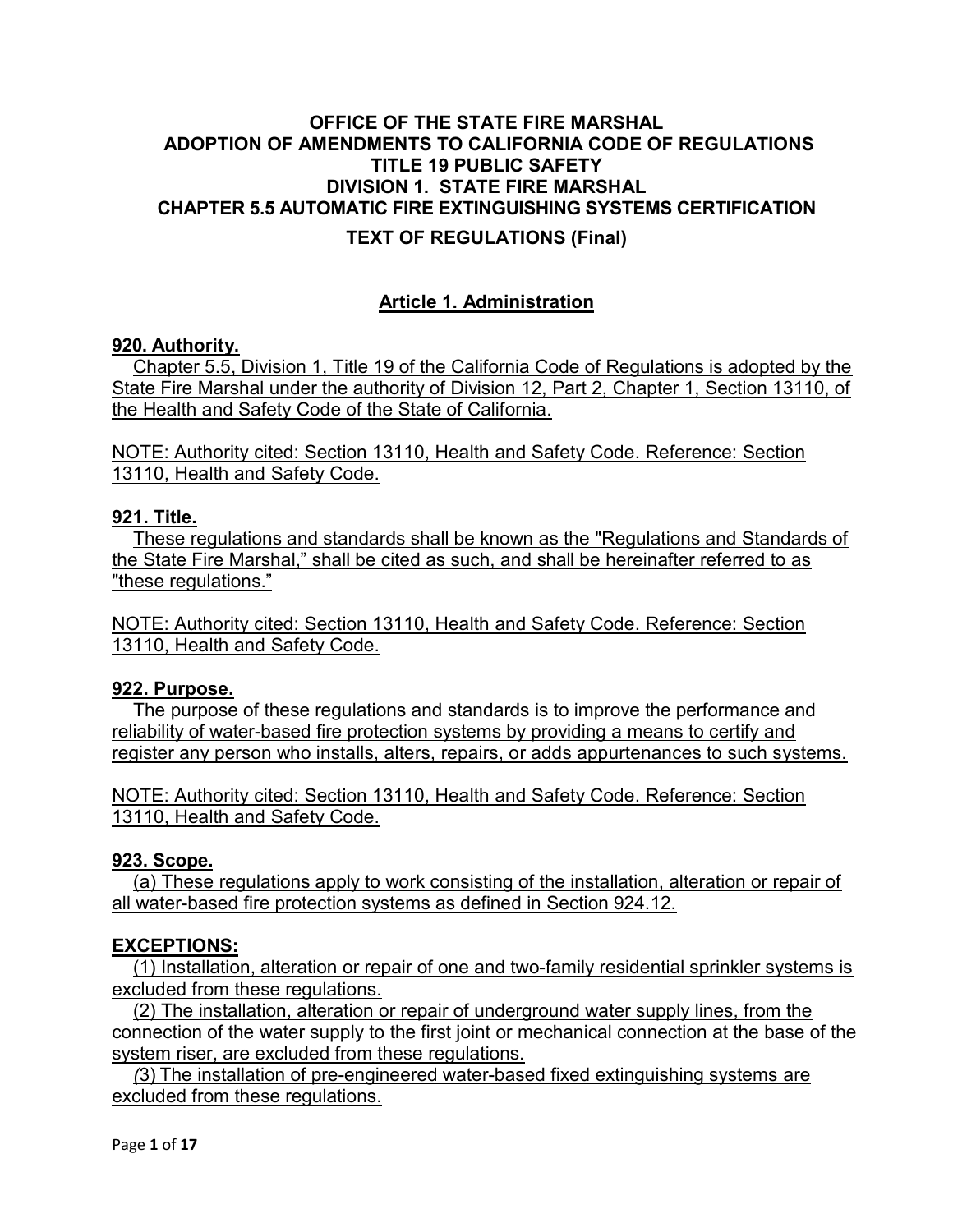**OFFICE OF THE STATE FIRE MARSHAL**
**ADOPTION OF AMENDMENTS TO CALIFORNIA CODE OF REGULATIONS**
**TITLE 19 PUBLIC SAFETY**
**DIVISION 1. STATE FIRE MARSHAL**
**CHAPTER 5.5 AUTOMATIC FIRE EXTINGUISHING SYSTEMS CERTIFICATION**

**TEXT OF REGULATIONS (Final)**

## Article 1. Administration

### 920. Authority.

Chapter 5.5, Division 1, Title 19 of the California Code of Regulations is adopted by the State Fire Marshal under the authority of Division 12, Part 2, Chapter 1, Section 13110, of the Health and Safety Code of the State of California.

NOTE: Authority cited: Section 13110, Health and Safety Code. Reference: Section 13110, Health and Safety Code.

### 921. Title.

These regulations and standards shall be known as the "Regulations and Standards of the State Fire Marshal," shall be cited as such, and shall be hereinafter referred to as "these regulations."

NOTE: Authority cited: Section 13110, Health and Safety Code. Reference: Section 13110, Health and Safety Code.

### 922. Purpose.

The purpose of these regulations and standards is to improve the performance and reliability of water-based fire protection systems by providing a means to certify and register any person who installs, alters, repairs, or adds appurtenances to such systems.

NOTE: Authority cited: Section 13110, Health and Safety Code. Reference: Section 13110, Health and Safety Code.

### 923. Scope.

(a) These regulations apply to work consisting of the installation, alteration or repair of all water-based fire protection systems as defined in Section 924.12.

**EXCEPTIONS:**

(1) Installation, alteration or repair of one and two-family residential sprinkler systems is excluded from these regulations.

(2) The installation, alteration or repair of underground water supply lines, from the connection of the water supply to the first joint or mechanical connection at the base of the system riser, are excluded from these regulations.

(3) The installation of pre-engineered water-based fixed extinguishing systems are excluded from these regulations.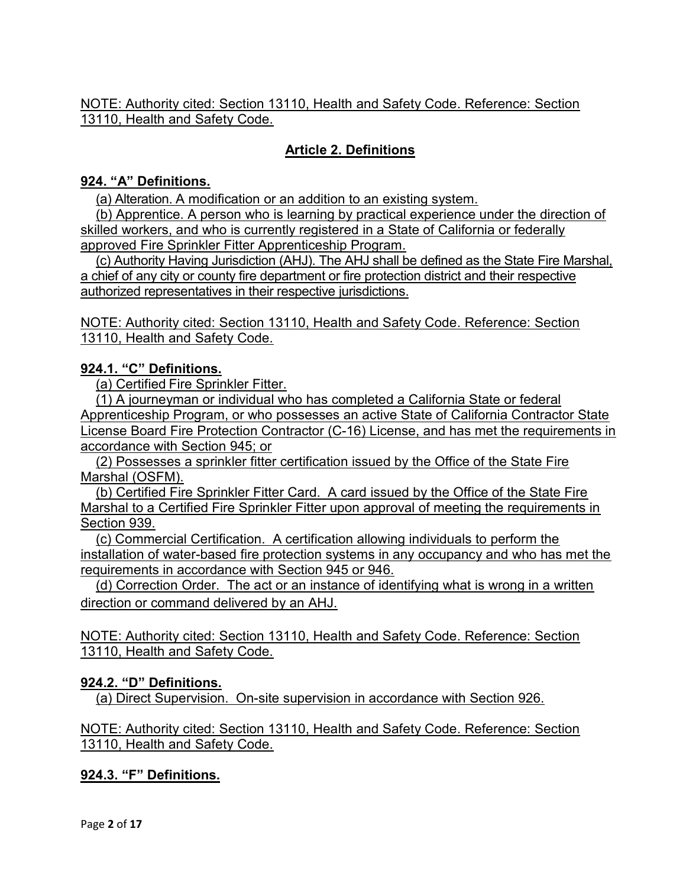NOTE: Authority cited: Section 13110, Health and Safety Code. Reference: Section 13110, Health and Safety Code.

## Article 2. Definitions

### 924. "A" Definitions.

(a) Alteration. A modification or an addition to an existing system.

(b) Apprentice. A person who is learning by practical experience under the direction of skilled workers, and who is currently registered in a State of California or federally approved Fire Sprinkler Fitter Apprenticeship Program.

(c) Authority Having Jurisdiction (AHJ). The AHJ shall be defined as the State Fire Marshal, a chief of any city or county fire department or fire protection district and their respective authorized representatives in their respective jurisdictions.

NOTE: Authority cited: Section 13110, Health and Safety Code. Reference: Section 13110, Health and Safety Code.

### 924.1. "C" Definitions.

(a) Certified Fire Sprinkler Fitter.

(1) A journeyman or individual who has completed a California State or federal Apprenticeship Program, or who possesses an active State of California Contractor State License Board Fire Protection Contractor (C-16) License, and has met the requirements in accordance with Section 945; or

(2) Possesses a sprinkler fitter certification issued by the Office of the State Fire Marshal (OSFM).

(b) Certified Fire Sprinkler Fitter Card. A card issued by the Office of the State Fire Marshal to a Certified Fire Sprinkler Fitter upon approval of meeting the requirements in Section 939.

(c) Commercial Certification. A certification allowing individuals to perform the installation of water-based fire protection systems in any occupancy and who has met the requirements in accordance with Section 945 or 946.

(d) Correction Order. The act or an instance of identifying what is wrong in a written direction or command delivered by an AHJ.

NOTE: Authority cited: Section 13110, Health and Safety Code. Reference: Section 13110, Health and Safety Code.

### 924.2. "D" Definitions.

(a) Direct Supervision. On-site supervision in accordance with Section 926.

NOTE: Authority cited: Section 13110, Health and Safety Code. Reference: Section 13110, Health and Safety Code.

### 924.3. "F" Definitions.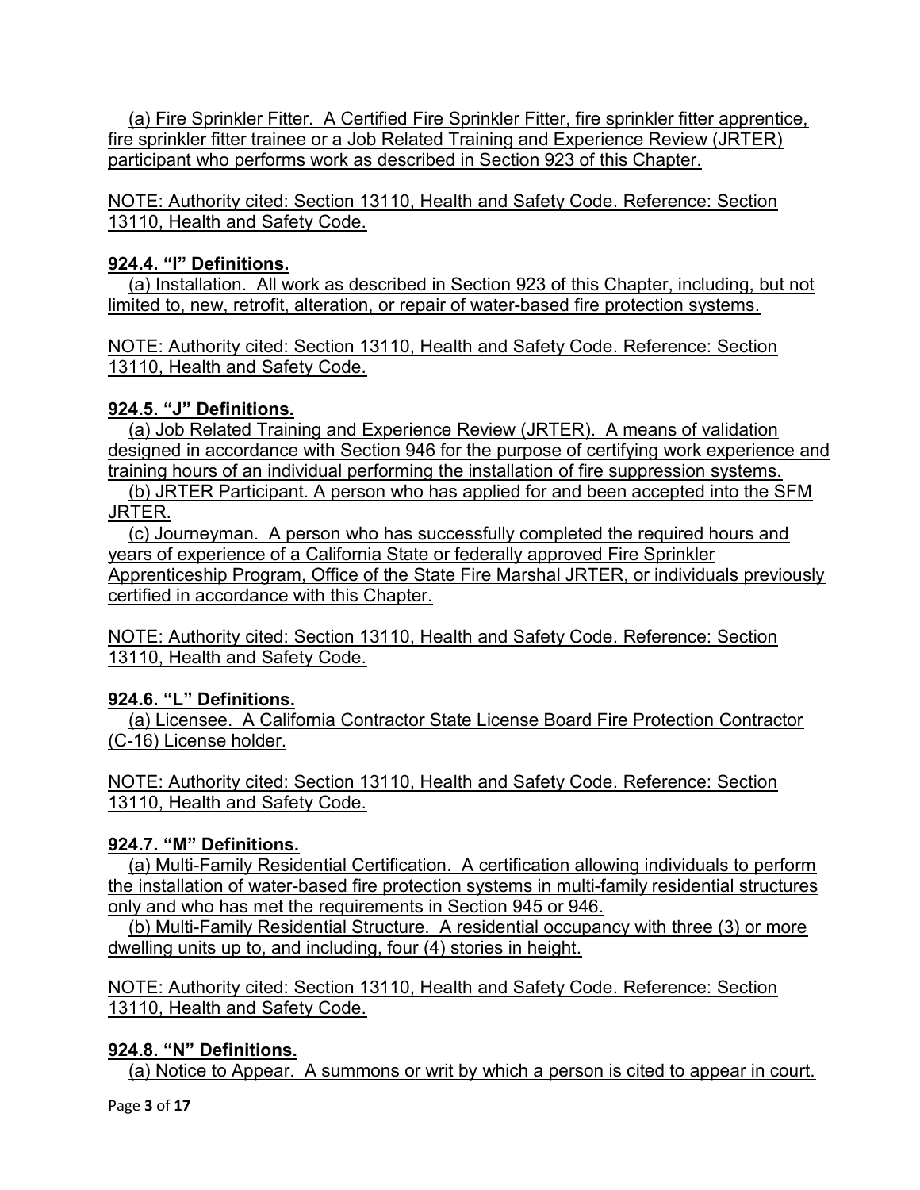(a) Fire Sprinkler Fitter. A Certified Fire Sprinkler Fitter, fire sprinkler fitter apprentice, fire sprinkler fitter trainee or a Job Related Training and Experience Review (JRTER) participant who performs work as described in Section 923 of this Chapter.

NOTE: Authority cited: Section 13110, Health and Safety Code. Reference: Section 13110, Health and Safety Code.

**924.4. "I" Definitions.**

(a) Installation. All work as described in Section 923 of this Chapter, including, but not limited to, new, retrofit, alteration, or repair of water-based fire protection systems.

NOTE: Authority cited: Section 13110, Health and Safety Code. Reference: Section 13110, Health and Safety Code.

**924.5. "J" Definitions.**

(a) Job Related Training and Experience Review (JRTER). A means of validation designed in accordance with Section 946 for the purpose of certifying work experience and training hours of an individual performing the installation of fire suppression systems.

(b) JRTER Participant. A person who has applied for and been accepted into the SFM JRTER.

(c) Journeyman. A person who has successfully completed the required hours and years of experience of a California State or federally approved Fire Sprinkler Apprenticeship Program, Office of the State Fire Marshal JRTER, or individuals previously certified in accordance with this Chapter.

NOTE: Authority cited: Section 13110, Health and Safety Code. Reference: Section 13110, Health and Safety Code.

**924.6. "L" Definitions.**

(a) Licensee. A California Contractor State License Board Fire Protection Contractor (C-16) License holder.

NOTE: Authority cited: Section 13110, Health and Safety Code. Reference: Section 13110, Health and Safety Code.

**924.7. "M" Definitions.**

(a) Multi-Family Residential Certification. A certification allowing individuals to perform the installation of water-based fire protection systems in multi-family residential structures only and who has met the requirements in Section 945 or 946.

(b) Multi-Family Residential Structure. A residential occupancy with three (3) or more dwelling units up to, and including, four (4) stories in height.

NOTE: Authority cited: Section 13110, Health and Safety Code. Reference: Section 13110, Health and Safety Code.

**924.8. "N" Definitions.**

(a) Notice to Appear. A summons or writ by which a person is cited to appear in court.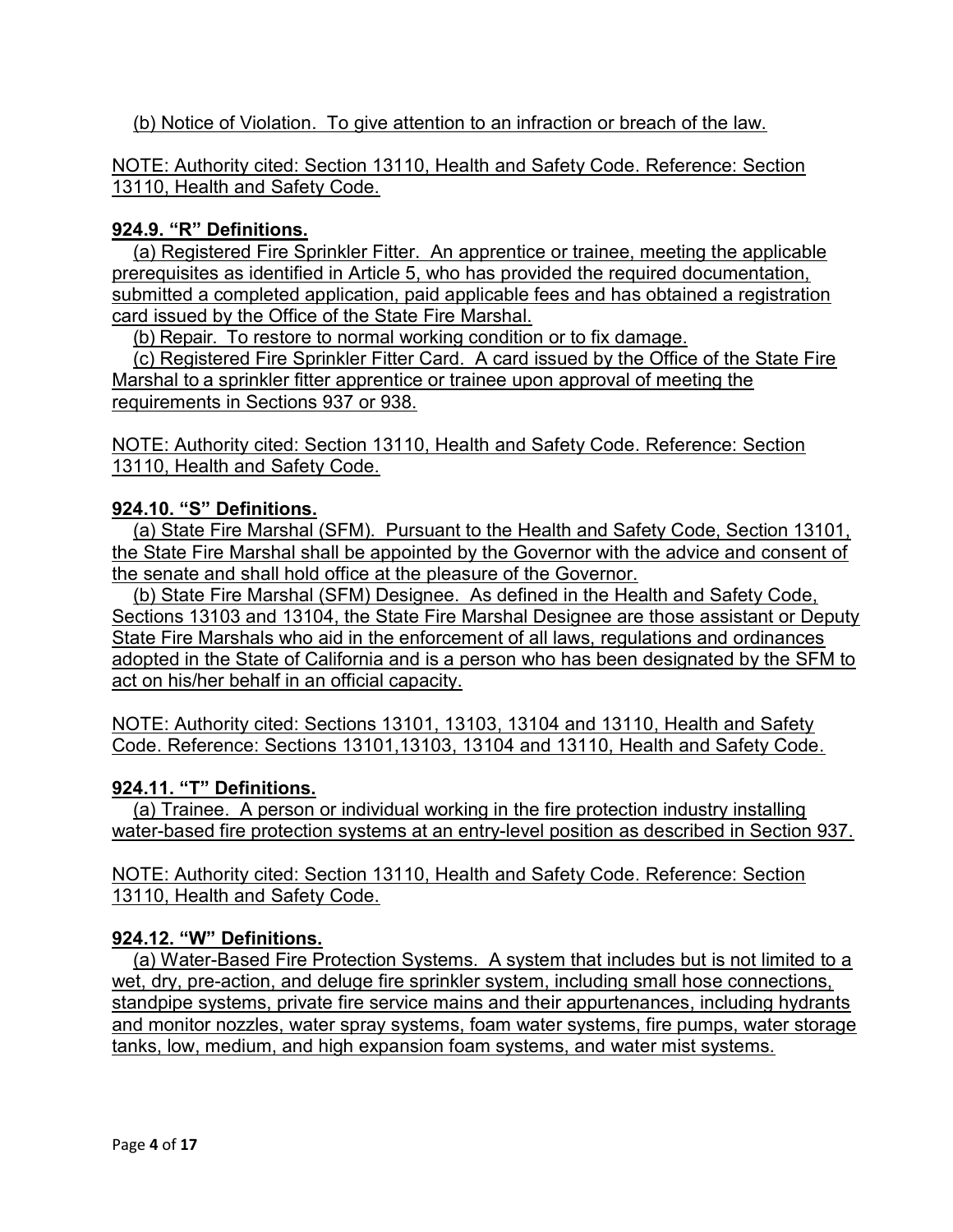(b) Notice of Violation. To give attention to an infraction or breach of the law.

NOTE: Authority cited: Section 13110, Health and Safety Code. Reference: Section 13110, Health and Safety Code.

**924.9. "R" Definitions.**

(a) Registered Fire Sprinkler Fitter. An apprentice or trainee, meeting the applicable prerequisites as identified in Article 5, who has provided the required documentation, submitted a completed application, paid applicable fees and has obtained a registration card issued by the Office of the State Fire Marshal.

(b) Repair. To restore to normal working condition or to fix damage.

(c) Registered Fire Sprinkler Fitter Card. A card issued by the Office of the State Fire Marshal to a sprinkler fitter apprentice or trainee upon approval of meeting the requirements in Sections 937 or 938.

NOTE: Authority cited: Section 13110, Health and Safety Code. Reference: Section 13110, Health and Safety Code.

**924.10. "S" Definitions.**

(a) State Fire Marshal (SFM). Pursuant to the Health and Safety Code, Section 13101, the State Fire Marshal shall be appointed by the Governor with the advice and consent of the senate and shall hold office at the pleasure of the Governor.

(b) State Fire Marshal (SFM) Designee. As defined in the Health and Safety Code, Sections 13103 and 13104, the State Fire Marshal Designee are those assistant or Deputy State Fire Marshals who aid in the enforcement of all laws, regulations and ordinances adopted in the State of California and is a person who has been designated by the SFM to act on his/her behalf in an official capacity.

NOTE: Authority cited: Sections 13101, 13103, 13104 and 13110, Health and Safety Code. Reference: Sections 13101,13103, 13104 and 13110, Health and Safety Code.

**924.11. "T" Definitions.**

(a) Trainee. A person or individual working in the fire protection industry installing water-based fire protection systems at an entry-level position as described in Section 937.

NOTE: Authority cited: Section 13110, Health and Safety Code. Reference: Section 13110, Health and Safety Code.

**924.12. "W" Definitions.**

(a) Water-Based Fire Protection Systems. A system that includes but is not limited to a wet, dry, pre-action, and deluge fire sprinkler system, including small hose connections, standpipe systems, private fire service mains and their appurtenances, including hydrants and monitor nozzles, water spray systems, foam water systems, fire pumps, water storage tanks, low, medium, and high expansion foam systems, and water mist systems.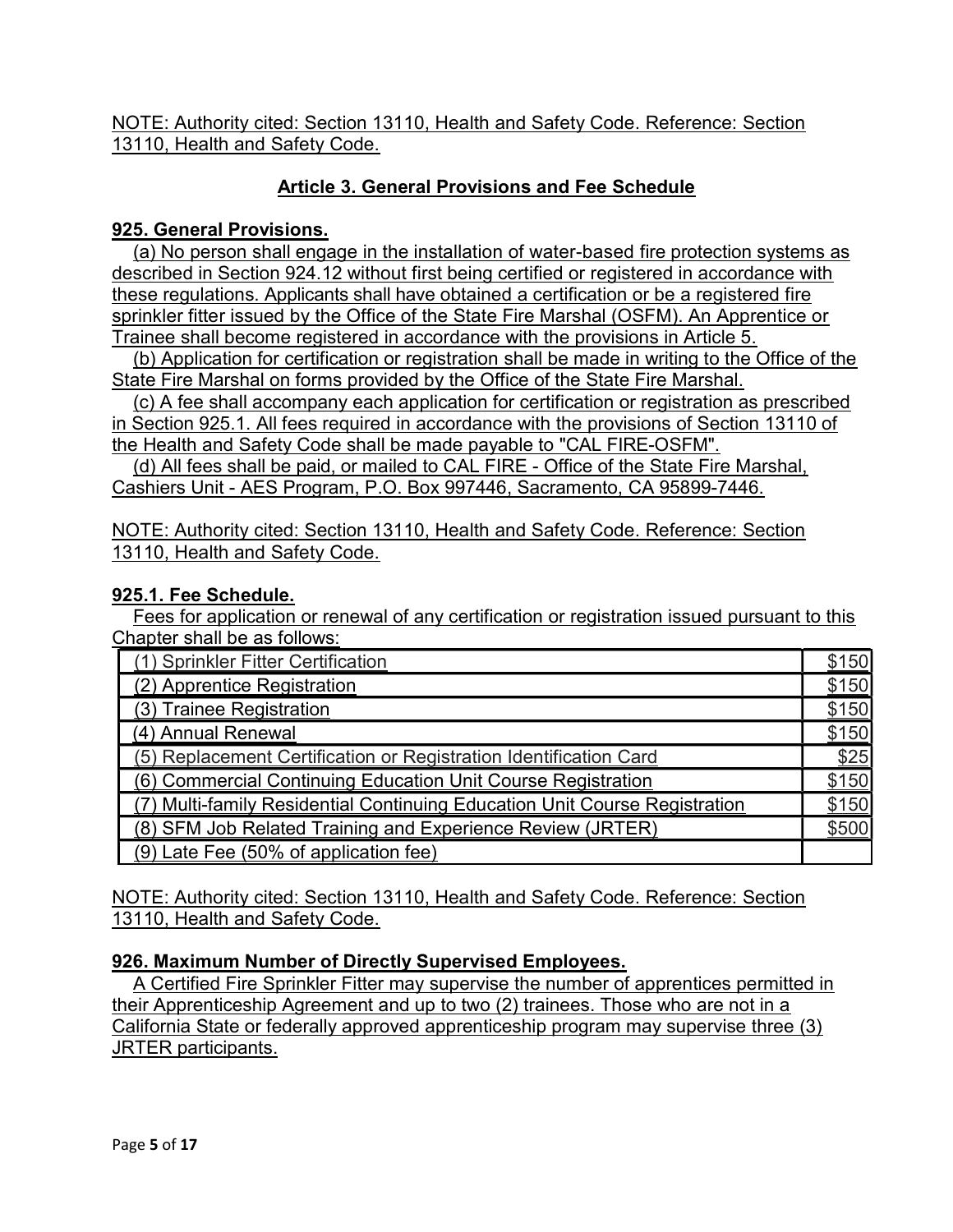NOTE: Authority cited: Section 13110, Health and Safety Code. Reference: Section 13110, Health and Safety Code.

## Article 3. General Provisions and Fee Schedule

### 925. General Provisions.

(a) No person shall engage in the installation of water-based fire protection systems as described in Section 924.12 without first being certified or registered in accordance with these regulations. Applicants shall have obtained a certification or be a registered fire sprinkler fitter issued by the Office of the State Fire Marshal (OSFM). An Apprentice or Trainee shall become registered in accordance with the provisions in Article 5.

(b) Application for certification or registration shall be made in writing to the Office of the State Fire Marshal on forms provided by the Office of the State Fire Marshal.

(c) A fee shall accompany each application for certification or registration as prescribed in Section 925.1. All fees required in accordance with the provisions of Section 13110 of the Health and Safety Code shall be made payable to "CAL FIRE-OSFM".

(d) All fees shall be paid, or mailed to CAL FIRE - Office of the State Fire Marshal, Cashiers Unit - AES Program, P.O. Box 997446, Sacramento, CA 95899-7446.

NOTE: Authority cited: Section 13110, Health and Safety Code. Reference: Section 13110, Health and Safety Code.

### 925.1. Fee Schedule.

Fees for application or renewal of any certification or registration issued pursuant to this Chapter shall be as follows:

| | |
|---|---|
| (1) Sprinkler Fitter Certification | $150 |
| (2) Apprentice Registration | $150 |
| (3) Trainee Registration | $150 |
| (4) Annual Renewal | $150 |
| (5) Replacement Certification or Registration Identification Card | $25 |
| (6) Commercial Continuing Education Unit Course Registration | $150 |
| (7) Multi-family Residential Continuing Education Unit Course Registration | $150 |
| (8) SFM Job Related Training and Experience Review (JRTER) | $500 |
| (9) Late Fee (50% of application fee) | |

NOTE: Authority cited: Section 13110, Health and Safety Code. Reference: Section 13110, Health and Safety Code.

### 926. Maximum Number of Directly Supervised Employees.

A Certified Fire Sprinkler Fitter may supervise the number of apprentices permitted in their Apprenticeship Agreement and up to two (2) trainees. Those who are not in a California State or federally approved apprenticeship program may supervise three (3) JRTER participants.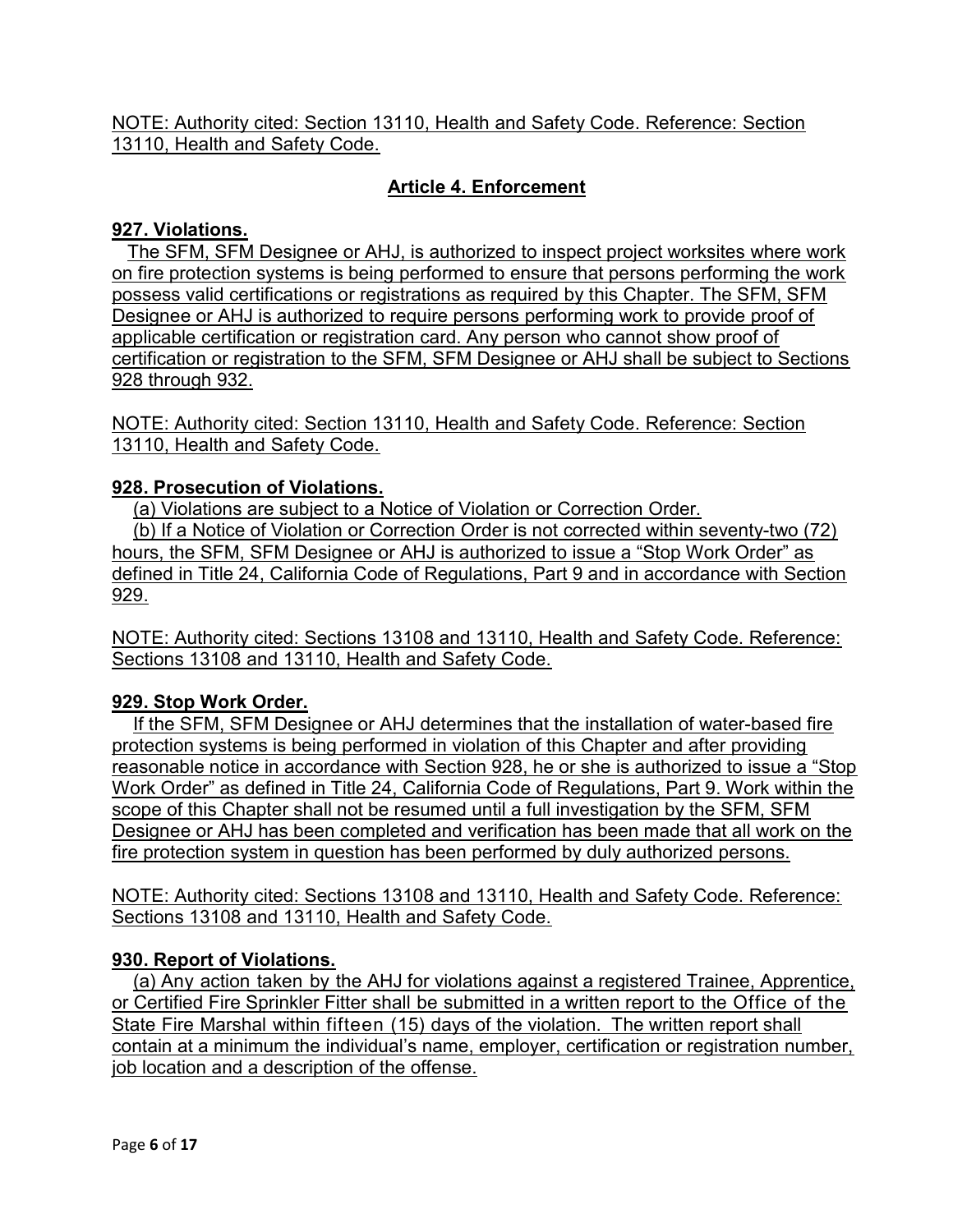NOTE: Authority cited: Section 13110, Health and Safety Code. Reference: Section 13110, Health and Safety Code.

## Article 4. Enforcement

### 927. Violations.

The SFM, SFM Designee or AHJ, is authorized to inspect project worksites where work on fire protection systems is being performed to ensure that persons performing the work possess valid certifications or registrations as required by this Chapter. The SFM, SFM Designee or AHJ is authorized to require persons performing work to provide proof of applicable certification or registration card. Any person who cannot show proof of certification or registration to the SFM, SFM Designee or AHJ shall be subject to Sections 928 through 932.

NOTE: Authority cited: Section 13110, Health and Safety Code. Reference: Section 13110, Health and Safety Code.

### 928. Prosecution of Violations.

(a) Violations are subject to a Notice of Violation or Correction Order.

(b) If a Notice of Violation or Correction Order is not corrected within seventy-two (72) hours, the SFM, SFM Designee or AHJ is authorized to issue a "Stop Work Order" as defined in Title 24, California Code of Regulations, Part 9 and in accordance with Section 929.

NOTE: Authority cited: Sections 13108 and 13110, Health and Safety Code. Reference: Sections 13108 and 13110, Health and Safety Code.

### 929. Stop Work Order.

If the SFM, SFM Designee or AHJ determines that the installation of water-based fire protection systems is being performed in violation of this Chapter and after providing reasonable notice in accordance with Section 928, he or she is authorized to issue a "Stop Work Order" as defined in Title 24, California Code of Regulations, Part 9. Work within the scope of this Chapter shall not be resumed until a full investigation by the SFM, SFM Designee or AHJ has been completed and verification has been made that all work on the fire protection system in question has been performed by duly authorized persons.

NOTE: Authority cited: Sections 13108 and 13110, Health and Safety Code. Reference: Sections 13108 and 13110, Health and Safety Code.

### 930. Report of Violations.

(a) Any action taken by the AHJ for violations against a registered Trainee, Apprentice, or Certified Fire Sprinkler Fitter shall be submitted in a written report to the Office of the State Fire Marshal within fifteen (15) days of the violation. The written report shall contain at a minimum the individual's name, employer, certification or registration number, job location and a description of the offense.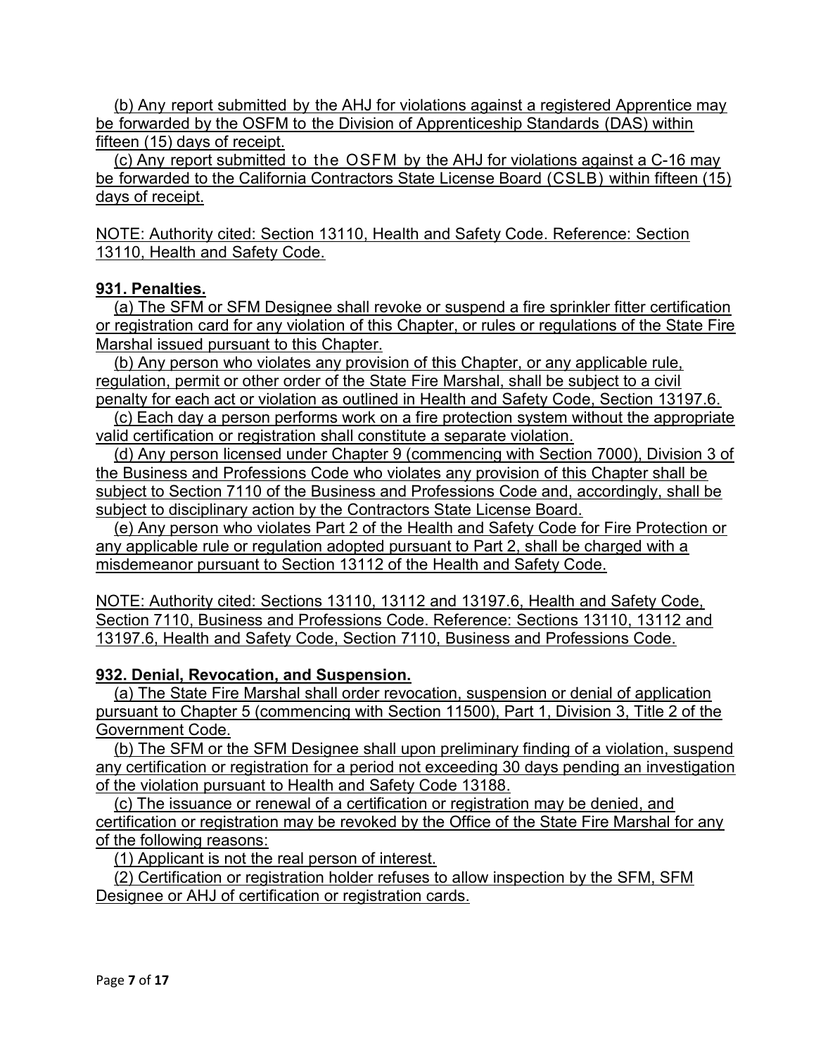(b) Any report submitted by the AHJ for violations against a registered Apprentice may be forwarded by the OSFM to the Division of Apprenticeship Standards (DAS) within fifteen (15) days of receipt.

(c) Any report submitted to the OSFM by the AHJ for violations against a C-16 may be forwarded to the California Contractors State License Board (CSLB) within fifteen (15) days of receipt.

NOTE: Authority cited: Section 13110, Health and Safety Code. Reference: Section 13110, Health and Safety Code.

**931. Penalties.**

(a) The SFM or SFM Designee shall revoke or suspend a fire sprinkler fitter certification or registration card for any violation of this Chapter, or rules or regulations of the State Fire Marshal issued pursuant to this Chapter.

(b) Any person who violates any provision of this Chapter, or any applicable rule, regulation, permit or other order of the State Fire Marshal, shall be subject to a civil penalty for each act or violation as outlined in Health and Safety Code, Section 13197.6.

(c) Each day a person performs work on a fire protection system without the appropriate valid certification or registration shall constitute a separate violation.

(d) Any person licensed under Chapter 9 (commencing with Section 7000), Division 3 of the Business and Professions Code who violates any provision of this Chapter shall be subject to Section 7110 of the Business and Professions Code and, accordingly, shall be subject to disciplinary action by the Contractors State License Board.

(e) Any person who violates Part 2 of the Health and Safety Code for Fire Protection or any applicable rule or regulation adopted pursuant to Part 2, shall be charged with a misdemeanor pursuant to Section 13112 of the Health and Safety Code.

NOTE: Authority cited: Sections 13110, 13112 and 13197.6, Health and Safety Code, Section 7110, Business and Professions Code. Reference: Sections 13110, 13112 and 13197.6, Health and Safety Code, Section 7110, Business and Professions Code.

**932. Denial, Revocation, and Suspension.**

(a) The State Fire Marshal shall order revocation, suspension or denial of application pursuant to Chapter 5 (commencing with Section 11500), Part 1, Division 3, Title 2 of the Government Code.

(b) The SFM or the SFM Designee shall upon preliminary finding of a violation, suspend any certification or registration for a period not exceeding 30 days pending an investigation of the violation pursuant to Health and Safety Code 13188.

(c) The issuance or renewal of a certification or registration may be denied, and certification or registration may be revoked by the Office of the State Fire Marshal for any of the following reasons:

(1) Applicant is not the real person of interest.

(2) Certification or registration holder refuses to allow inspection by the SFM, SFM Designee or AHJ of certification or registration cards.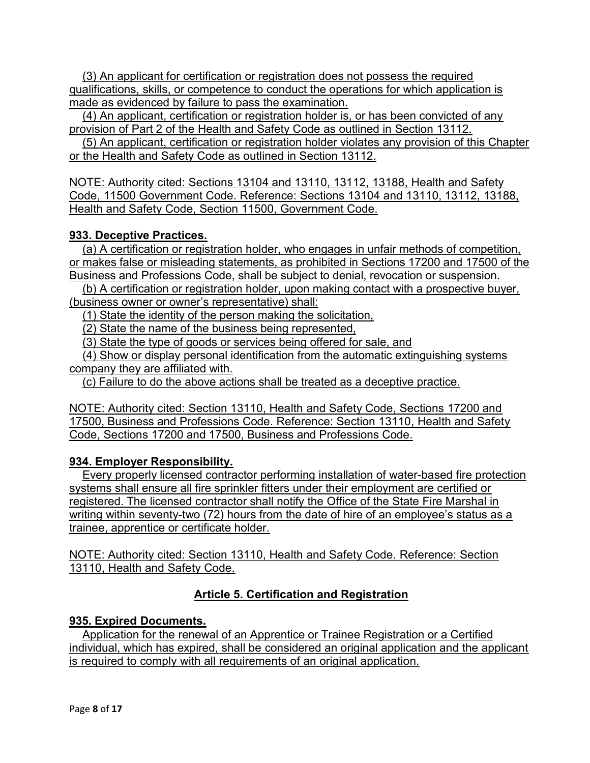(3) An applicant for certification or registration does not possess the required qualifications, skills, or competence to conduct the operations for which application is made as evidenced by failure to pass the examination.

(4) An applicant, certification or registration holder is, or has been convicted of any provision of Part 2 of the Health and Safety Code as outlined in Section 13112.

(5) An applicant, certification or registration holder violates any provision of this Chapter or the Health and Safety Code as outlined in Section 13112.

NOTE: Authority cited: Sections 13104 and 13110, 13112, 13188, Health and Safety Code, 11500 Government Code. Reference: Sections 13104 and 13110, 13112, 13188, Health and Safety Code, Section 11500, Government Code.

**933. Deceptive Practices.**

(a) A certification or registration holder, who engages in unfair methods of competition, or makes false or misleading statements, as prohibited in Sections 17200 and 17500 of the Business and Professions Code, shall be subject to denial, revocation or suspension.

(b) A certification or registration holder, upon making contact with a prospective buyer, (business owner or owner's representative) shall:

(1) State the identity of the person making the solicitation,

(2) State the name of the business being represented,

(3) State the type of goods or services being offered for sale, and

(4) Show or display personal identification from the automatic extinguishing systems company they are affiliated with.

(c) Failure to do the above actions shall be treated as a deceptive practice.

NOTE: Authority cited: Section 13110, Health and Safety Code, Sections 17200 and 17500, Business and Professions Code. Reference: Section 13110, Health and Safety Code, Sections 17200 and 17500, Business and Professions Code.

**934. Employer Responsibility.**

Every properly licensed contractor performing installation of water-based fire protection systems shall ensure all fire sprinkler fitters under their employment are certified or registered. The licensed contractor shall notify the Office of the State Fire Marshal in writing within seventy-two (72) hours from the date of hire of an employee's status as a trainee, apprentice or certificate holder.

NOTE: Authority cited: Section 13110, Health and Safety Code. Reference: Section 13110, Health and Safety Code.

## Article 5. Certification and Registration

**935. Expired Documents.**

Application for the renewal of an Apprentice or Trainee Registration or a Certified individual, which has expired, shall be considered an original application and the applicant is required to comply with all requirements of an original application.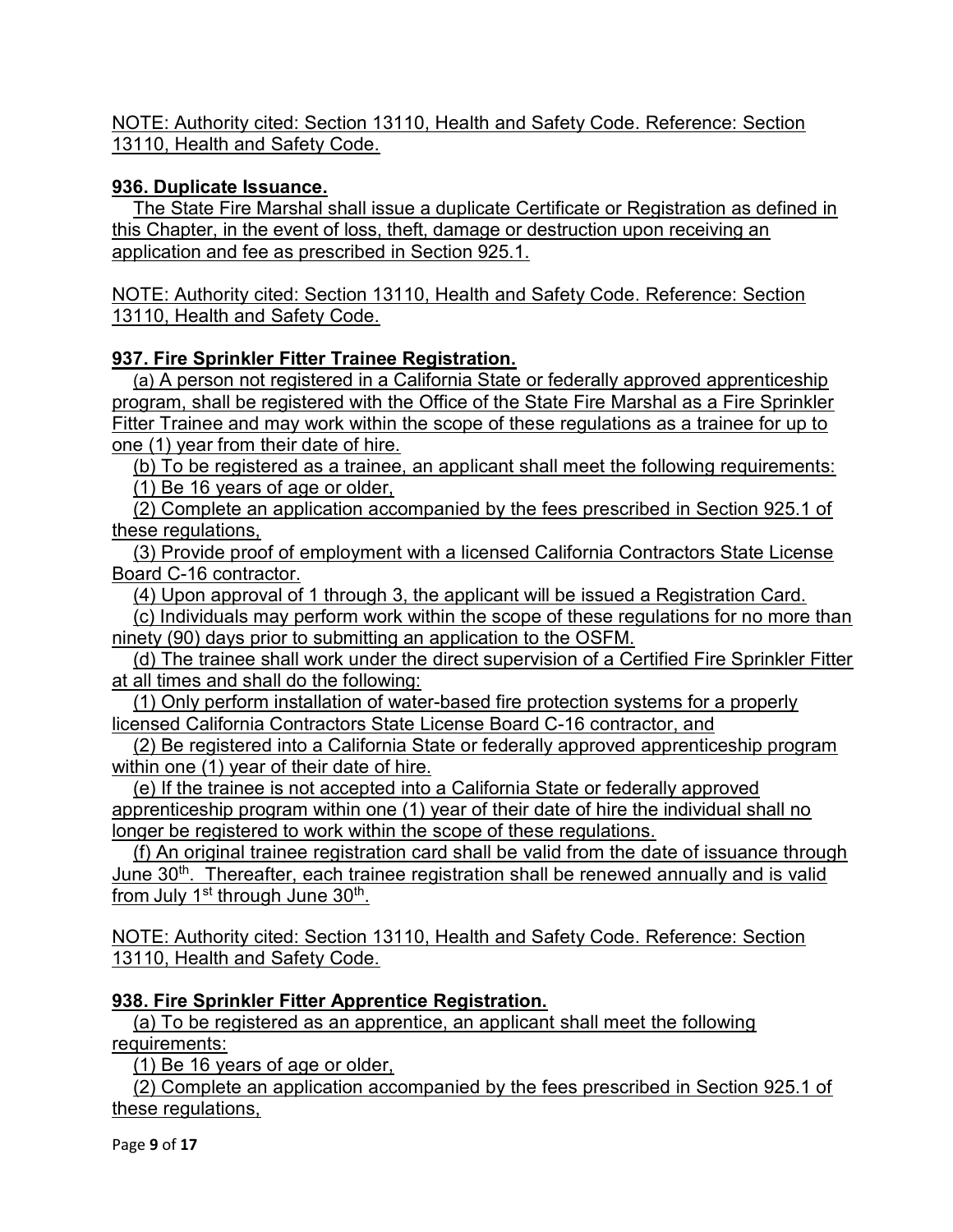NOTE: Authority cited: Section 13110, Health and Safety Code. Reference: Section 13110, Health and Safety Code.

### 936. Duplicate Issuance.

The State Fire Marshal shall issue a duplicate Certificate or Registration as defined in this Chapter, in the event of loss, theft, damage or destruction upon receiving an application and fee as prescribed in Section 925.1.

NOTE: Authority cited: Section 13110, Health and Safety Code. Reference: Section 13110, Health and Safety Code.

### 937. Fire Sprinkler Fitter Trainee Registration.

(a) A person not registered in a California State or federally approved apprenticeship program, shall be registered with the Office of the State Fire Marshal as a Fire Sprinkler Fitter Trainee and may work within the scope of these regulations as a trainee for up to one (1) year from their date of hire.

(b) To be registered as a trainee, an applicant shall meet the following requirements:

(1) Be 16 years of age or older,

(2) Complete an application accompanied by the fees prescribed in Section 925.1 of these regulations,

(3) Provide proof of employment with a licensed California Contractors State License Board C-16 contractor.

(4) Upon approval of 1 through 3, the applicant will be issued a Registration Card.

(c) Individuals may perform work within the scope of these regulations for no more than ninety (90) days prior to submitting an application to the OSFM.

(d) The trainee shall work under the direct supervision of a Certified Fire Sprinkler Fitter at all times and shall do the following:

(1) Only perform installation of water-based fire protection systems for a properly licensed California Contractors State License Board C-16 contractor, and

(2) Be registered into a California State or federally approved apprenticeship program within one (1) year of their date of hire.

(e) If the trainee is not accepted into a California State or federally approved apprenticeship program within one (1) year of their date of hire the individual shall no longer be registered to work within the scope of these regulations.

(f) An original trainee registration card shall be valid from the date of issuance through June 30th. Thereafter, each trainee registration shall be renewed annually and is valid from July 1st through June 30th.

NOTE: Authority cited: Section 13110, Health and Safety Code. Reference: Section 13110, Health and Safety Code.

### 938. Fire Sprinkler Fitter Apprentice Registration.

(a) To be registered as an apprentice, an applicant shall meet the following requirements:

(1) Be 16 years of age or older,

(2) Complete an application accompanied by the fees prescribed in Section 925.1 of these regulations,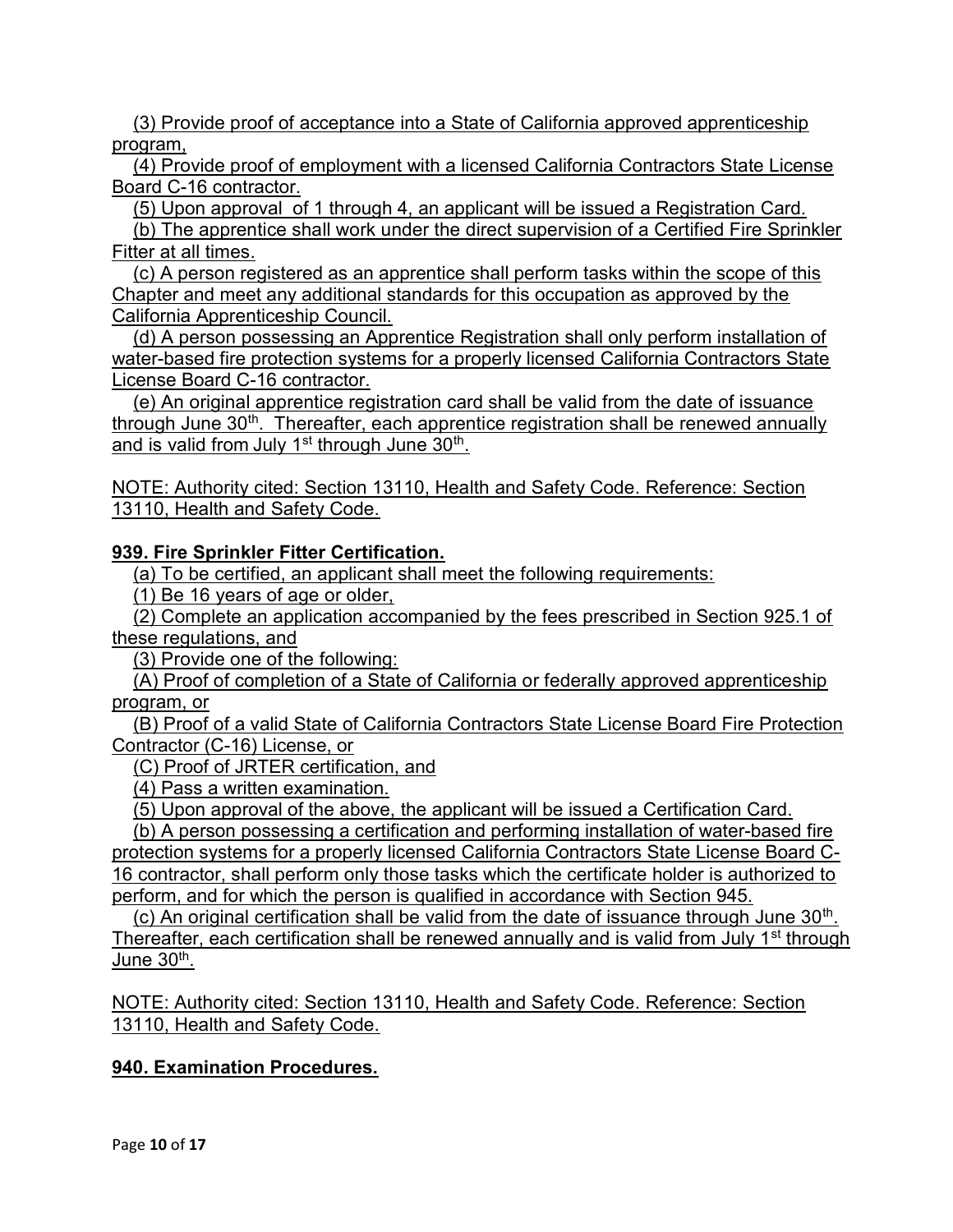(3) Provide proof of acceptance into a State of California approved apprenticeship program,

(4) Provide proof of employment with a licensed California Contractors State License Board C-16 contractor.

(5) Upon approval of 1 through 4, an applicant will be issued a Registration Card.

(b) The apprentice shall work under the direct supervision of a Certified Fire Sprinkler Fitter at all times.

(c) A person registered as an apprentice shall perform tasks within the scope of this Chapter and meet any additional standards for this occupation as approved by the California Apprenticeship Council.

(d) A person possessing an Apprentice Registration shall only perform installation of water-based fire protection systems for a properly licensed California Contractors State License Board C-16 contractor.

(e) An original apprentice registration card shall be valid from the date of issuance through June 30th. Thereafter, each apprentice registration shall be renewed annually and is valid from July 1st through June 30th.

NOTE: Authority cited: Section 13110, Health and Safety Code. Reference: Section 13110, Health and Safety Code.

**939. Fire Sprinkler Fitter Certification.**

(a) To be certified, an applicant shall meet the following requirements:

(1) Be 16 years of age or older,

(2) Complete an application accompanied by the fees prescribed in Section 925.1 of these regulations, and

(3) Provide one of the following:

(A) Proof of completion of a State of California or federally approved apprenticeship program, or

(B) Proof of a valid State of California Contractors State License Board Fire Protection Contractor (C-16) License, or

(C) Proof of JRTER certification, and

(4) Pass a written examination.

(5) Upon approval of the above, the applicant will be issued a Certification Card.

(b) A person possessing a certification and performing installation of water-based fire protection systems for a properly licensed California Contractors State License Board C-16 contractor, shall perform only those tasks which the certificate holder is authorized to perform, and for which the person is qualified in accordance with Section 945.

(c) An original certification shall be valid from the date of issuance through June 30th. Thereafter, each certification shall be renewed annually and is valid from July 1st through June 30th.

NOTE: Authority cited: Section 13110, Health and Safety Code. Reference: Section 13110, Health and Safety Code.

**940. Examination Procedures.**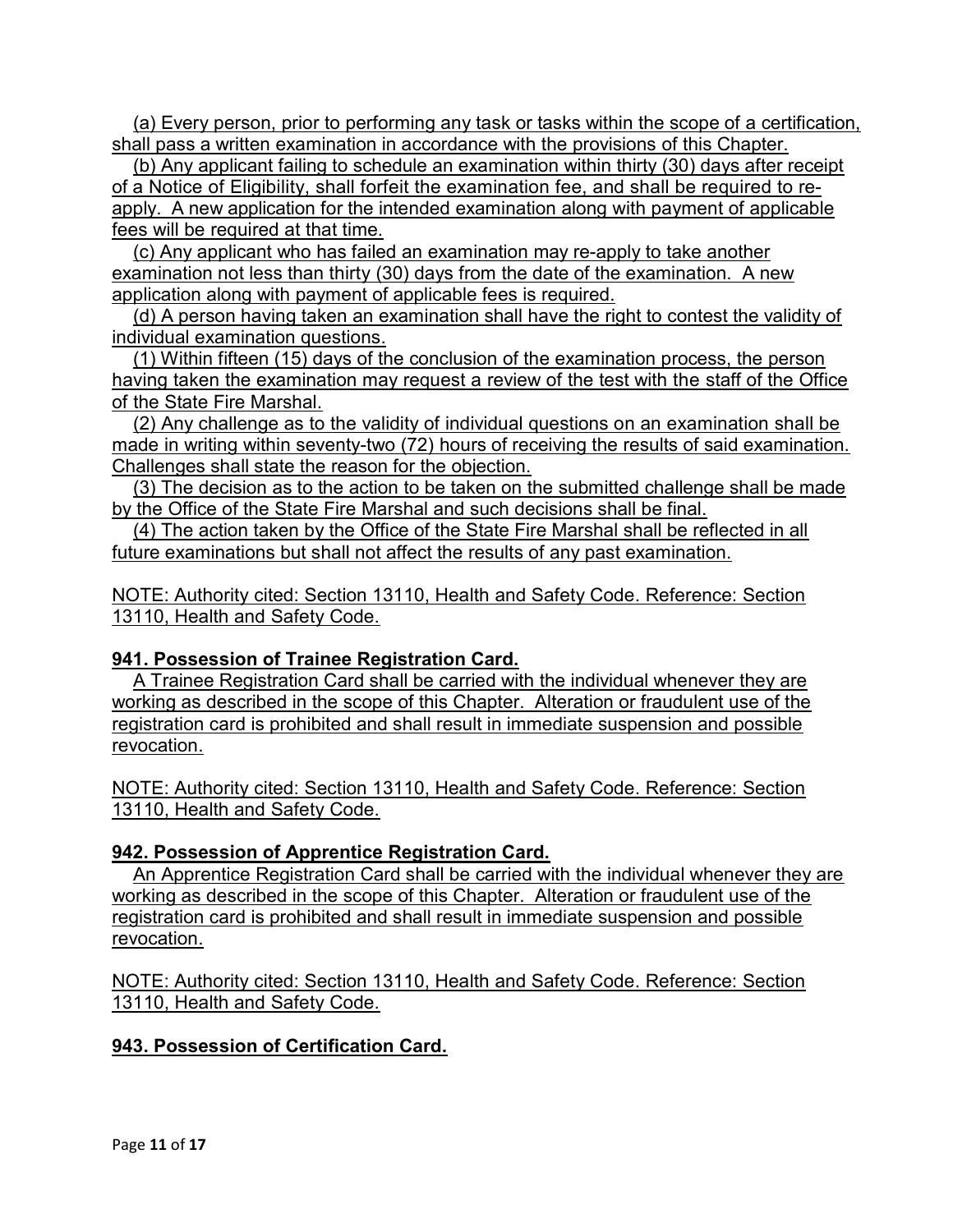(a) Every person, prior to performing any task or tasks within the scope of a certification, shall pass a written examination in accordance with the provisions of this Chapter.

(b) Any applicant failing to schedule an examination within thirty (30) days after receipt of a Notice of Eligibility, shall forfeit the examination fee, and shall be required to re-apply. A new application for the intended examination along with payment of applicable fees will be required at that time.

(c) Any applicant who has failed an examination may re-apply to take another examination not less than thirty (30) days from the date of the examination. A new application along with payment of applicable fees is required.

(d) A person having taken an examination shall have the right to contest the validity of individual examination questions.

(1) Within fifteen (15) days of the conclusion of the examination process, the person having taken the examination may request a review of the test with the staff of the Office of the State Fire Marshal.

(2) Any challenge as to the validity of individual questions on an examination shall be made in writing within seventy-two (72) hours of receiving the results of said examination. Challenges shall state the reason for the objection.

(3) The decision as to the action to be taken on the submitted challenge shall be made by the Office of the State Fire Marshal and such decisions shall be final.

(4) The action taken by the Office of the State Fire Marshal shall be reflected in all future examinations but shall not affect the results of any past examination.

NOTE: Authority cited: Section 13110, Health and Safety Code. Reference: Section 13110, Health and Safety Code.

**941. Possession of Trainee Registration Card.**

A Trainee Registration Card shall be carried with the individual whenever they are working as described in the scope of this Chapter. Alteration or fraudulent use of the registration card is prohibited and shall result in immediate suspension and possible revocation.

NOTE: Authority cited: Section 13110, Health and Safety Code. Reference: Section 13110, Health and Safety Code.

**942. Possession of Apprentice Registration Card.**

An Apprentice Registration Card shall be carried with the individual whenever they are working as described in the scope of this Chapter. Alteration or fraudulent use of the registration card is prohibited and shall result in immediate suspension and possible revocation.

NOTE: Authority cited: Section 13110, Health and Safety Code. Reference: Section 13110, Health and Safety Code.

**943. Possession of Certification Card.**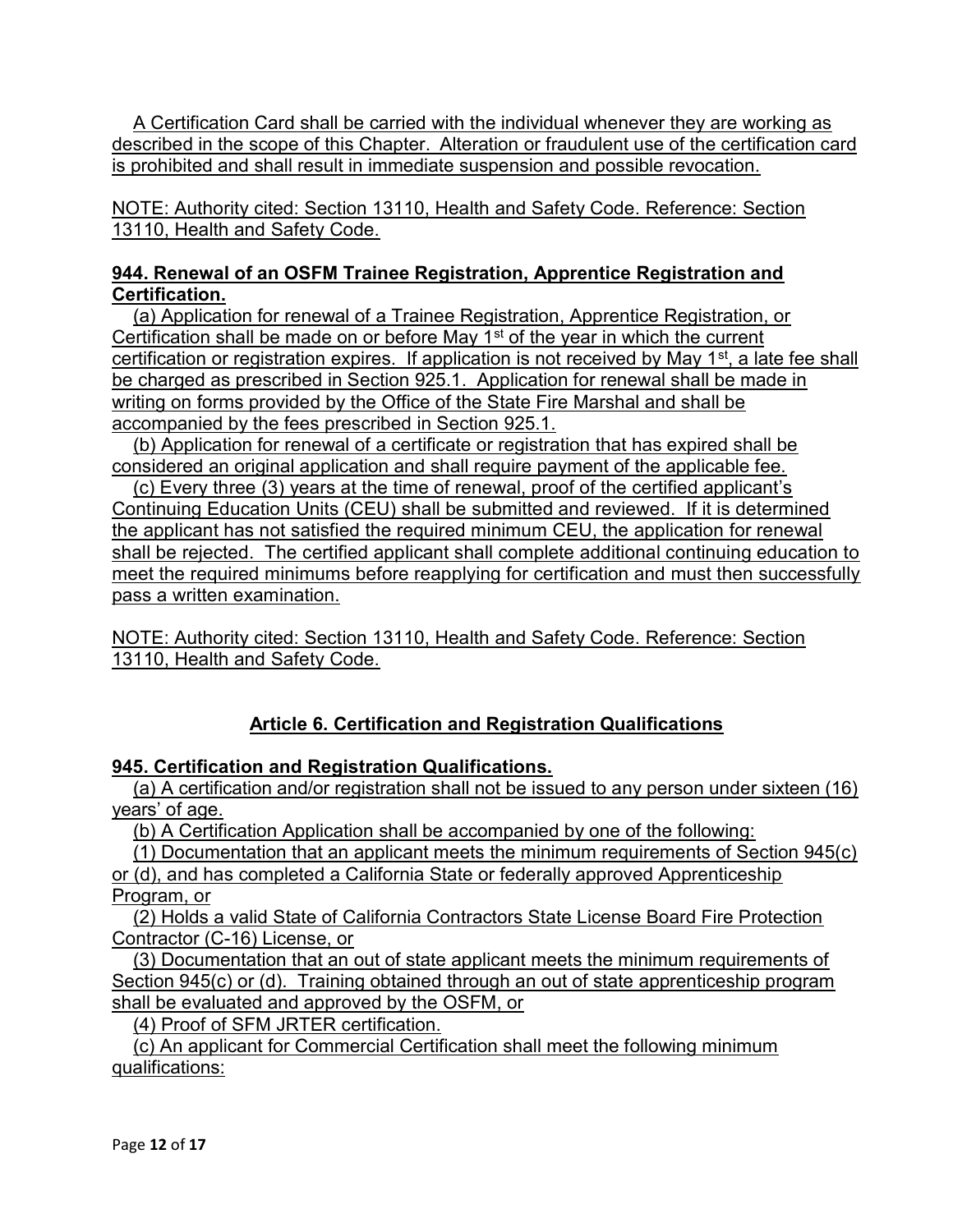A Certification Card shall be carried with the individual whenever they are working as described in the scope of this Chapter. Alteration or fraudulent use of the certification card is prohibited and shall result in immediate suspension and possible revocation.

NOTE: Authority cited: Section 13110, Health and Safety Code. Reference: Section 13110, Health and Safety Code.

**944. Renewal of an OSFM Trainee Registration, Apprentice Registration and Certification.**

(a) Application for renewal of a Trainee Registration, Apprentice Registration, or Certification shall be made on or before May 1st of the year in which the current certification or registration expires. If application is not received by May 1st, a late fee shall be charged as prescribed in Section 925.1. Application for renewal shall be made in writing on forms provided by the Office of the State Fire Marshal and shall be accompanied by the fees prescribed in Section 925.1.

(b) Application for renewal of a certificate or registration that has expired shall be considered an original application and shall require payment of the applicable fee.

(c) Every three (3) years at the time of renewal, proof of the certified applicant's Continuing Education Units (CEU) shall be submitted and reviewed. If it is determined the applicant has not satisfied the required minimum CEU, the application for renewal shall be rejected. The certified applicant shall complete additional continuing education to meet the required minimums before reapplying for certification and must then successfully pass a written examination.

NOTE: Authority cited: Section 13110, Health and Safety Code. Reference: Section 13110, Health and Safety Code.

## Article 6. Certification and Registration Qualifications

**945. Certification and Registration Qualifications.**

(a) A certification and/or registration shall not be issued to any person under sixteen (16) years' of age.

(b) A Certification Application shall be accompanied by one of the following:

(1) Documentation that an applicant meets the minimum requirements of Section 945(c) or (d), and has completed a California State or federally approved Apprenticeship Program, or

(2) Holds a valid State of California Contractors State License Board Fire Protection Contractor (C-16) License, or

(3) Documentation that an out of state applicant meets the minimum requirements of Section 945(c) or (d). Training obtained through an out of state apprenticeship program shall be evaluated and approved by the OSFM, or

(4) Proof of SFM JRTER certification.

(c) An applicant for Commercial Certification shall meet the following minimum qualifications: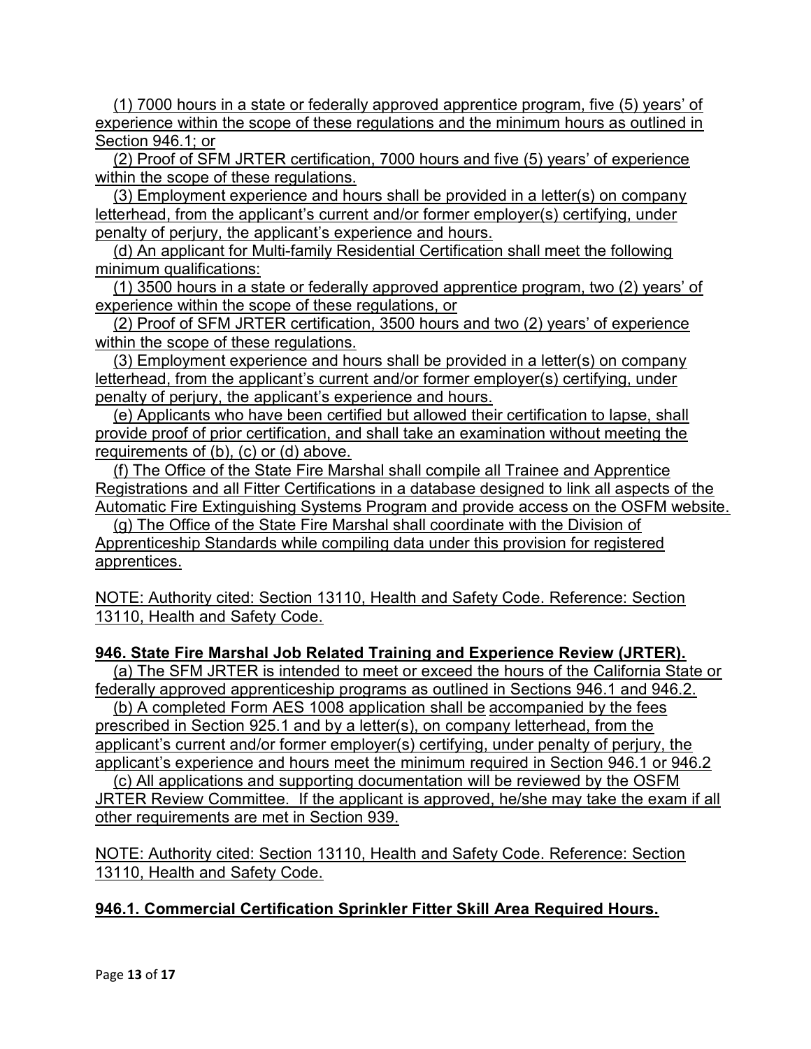(1) 7000 hours in a state or federally approved apprentice program, five (5) years' of experience within the scope of these regulations and the minimum hours as outlined in Section 946.1; or

(2) Proof of SFM JRTER certification, 7000 hours and five (5) years' of experience within the scope of these regulations.

(3) Employment experience and hours shall be provided in a letter(s) on company letterhead, from the applicant's current and/or former employer(s) certifying, under penalty of perjury, the applicant's experience and hours.

(d) An applicant for Multi-family Residential Certification shall meet the following minimum qualifications:

(1) 3500 hours in a state or federally approved apprentice program, two (2) years' of experience within the scope of these regulations, or

(2) Proof of SFM JRTER certification, 3500 hours and two (2) years' of experience within the scope of these regulations.

(3) Employment experience and hours shall be provided in a letter(s) on company letterhead, from the applicant's current and/or former employer(s) certifying, under penalty of perjury, the applicant's experience and hours.

(e) Applicants who have been certified but allowed their certification to lapse, shall provide proof of prior certification, and shall take an examination without meeting the requirements of (b), (c) or (d) above.

(f) The Office of the State Fire Marshal shall compile all Trainee and Apprentice Registrations and all Fitter Certifications in a database designed to link all aspects of the Automatic Fire Extinguishing Systems Program and provide access on the OSFM website.

(g) The Office of the State Fire Marshal shall coordinate with the Division of Apprenticeship Standards while compiling data under this provision for registered apprentices.

NOTE: Authority cited: Section 13110, Health and Safety Code. Reference: Section 13110, Health and Safety Code.

**946. State Fire Marshal Job Related Training and Experience Review (JRTER).**

(a) The SFM JRTER is intended to meet or exceed the hours of the California State or federally approved apprenticeship programs as outlined in Sections 946.1 and 946.2.

(b) A completed Form AES 1008 application shall be accompanied by the fees prescribed in Section 925.1 and by a letter(s), on company letterhead, from the applicant's current and/or former employer(s) certifying, under penalty of perjury, the applicant's experience and hours meet the minimum required in Section 946.1 or 946.2

(c) All applications and supporting documentation will be reviewed by the OSFM JRTER Review Committee. If the applicant is approved, he/she may take the exam if all other requirements are met in Section 939.

NOTE: Authority cited: Section 13110, Health and Safety Code. Reference: Section 13110, Health and Safety Code.

**946.1. Commercial Certification Sprinkler Fitter Skill Area Required Hours.**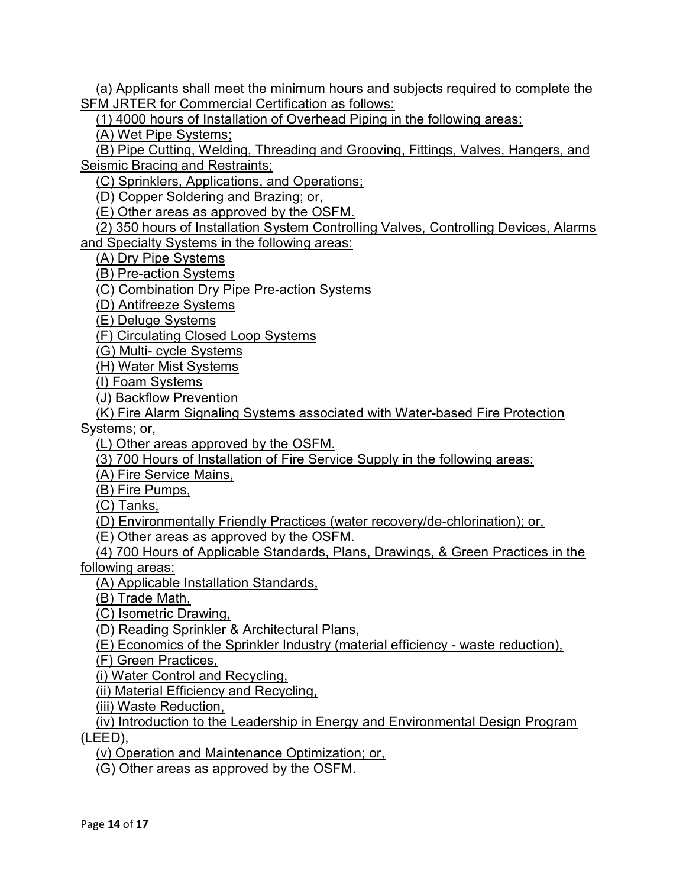(a) Applicants shall meet the minimum hours and subjects required to complete the SFM JRTER for Commercial Certification as follows:

(1) 4000 hours of Installation of Overhead Piping in the following areas:

(A) Wet Pipe Systems;

(B) Pipe Cutting, Welding, Threading and Grooving, Fittings, Valves, Hangers, and Seismic Bracing and Restraints;

(C) Sprinklers, Applications, and Operations;

(D) Copper Soldering and Brazing; or,

(E) Other areas as approved by the OSFM.

(2) 350 hours of Installation System Controlling Valves, Controlling Devices, Alarms and Specialty Systems in the following areas:

(A) Dry Pipe Systems

(B) Pre-action Systems

(C) Combination Dry Pipe Pre-action Systems

(D) Antifreeze Systems

(E) Deluge Systems

(F) Circulating Closed Loop Systems

(G) Multi- cycle Systems

(H) Water Mist Systems

(I) Foam Systems

(J) Backflow Prevention

(K) Fire Alarm Signaling Systems associated with Water-based Fire Protection Systems; or,

(L) Other areas approved by the OSFM.

(3) 700 Hours of Installation of Fire Service Supply in the following areas:

(A) Fire Service Mains,

(B) Fire Pumps,

(C) Tanks,

(D) Environmentally Friendly Practices (water recovery/de-chlorination); or,

(E) Other areas as approved by the OSFM.

(4) 700 Hours of Applicable Standards, Plans, Drawings, & Green Practices in the following areas:

(A) Applicable Installation Standards,

(B) Trade Math,

(C) Isometric Drawing,

(D) Reading Sprinkler & Architectural Plans,

(E) Economics of the Sprinkler Industry (material efficiency - waste reduction),

(F) Green Practices,

(i) Water Control and Recycling,

(ii) Material Efficiency and Recycling,

(iii) Waste Reduction,

(iv) Introduction to the Leadership in Energy and Environmental Design Program (LEED),

(v) Operation and Maintenance Optimization; or,

(G) Other areas as approved by the OSFM.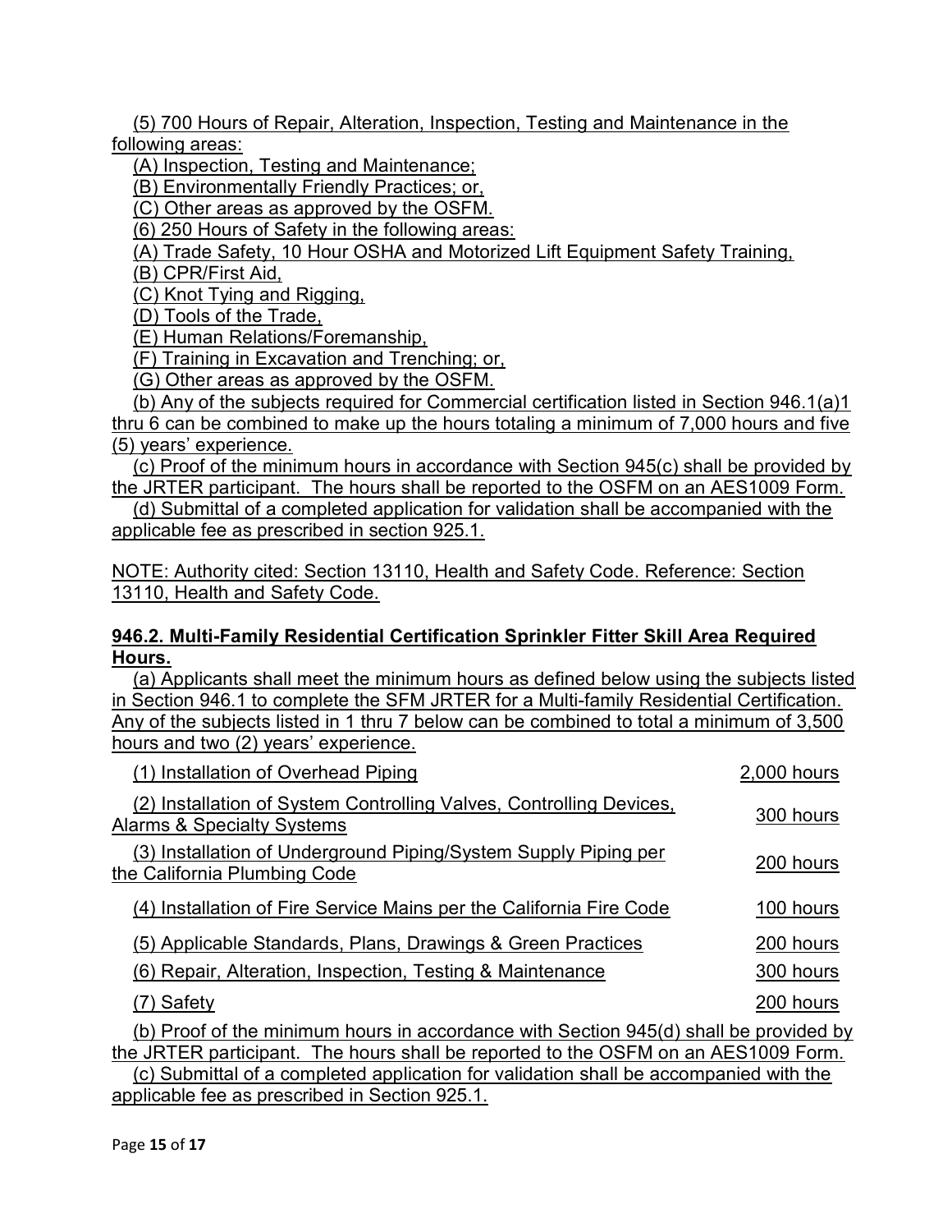(5) 700 Hours of Repair, Alteration, Inspection, Testing and Maintenance in the following areas:

(A) Inspection, Testing and Maintenance;

(B) Environmentally Friendly Practices; or,

(C) Other areas as approved by the OSFM.

(6) 250 Hours of Safety in the following areas:

(A) Trade Safety, 10 Hour OSHA and Motorized Lift Equipment Safety Training,

(B) CPR/First Aid,

(C) Knot Tying and Rigging,

(D) Tools of the Trade,

(E) Human Relations/Foremanship,

(F) Training in Excavation and Trenching; or,

(G) Other areas as approved by the OSFM.

(b) Any of the subjects required for Commercial certification listed in Section 946.1(a)1 thru 6 can be combined to make up the hours totaling a minimum of 7,000 hours and five (5) years' experience.

(c) Proof of the minimum hours in accordance with Section 945(c) shall be provided by the JRTER participant. The hours shall be reported to the OSFM on an AES1009 Form.

(d) Submittal of a completed application for validation shall be accompanied with the applicable fee as prescribed in section 925.1.

NOTE: Authority cited: Section 13110, Health and Safety Code. Reference: Section 13110, Health and Safety Code.

**946.2. Multi-Family Residential Certification Sprinkler Fitter Skill Area Required Hours.**

(a) Applicants shall meet the minimum hours as defined below using the subjects listed in Section 946.1 to complete the SFM JRTER for a Multi-family Residential Certification. Any of the subjects listed in 1 thru 7 below can be combined to total a minimum of 3,500 hours and two (2) years' experience.

| | |
|---|---|
| (1) Installation of Overhead Piping | 2,000 hours |
| (2) Installation of System Controlling Valves, Controlling Devices, Alarms & Specialty Systems | 300 hours |
| (3) Installation of Underground Piping/System Supply Piping per the California Plumbing Code | 200 hours |
| (4) Installation of Fire Service Mains per the California Fire Code | 100 hours |
| (5) Applicable Standards, Plans, Drawings & Green Practices | 200 hours |
| (6) Repair, Alteration, Inspection, Testing & Maintenance | 300 hours |
| (7) Safety | 200 hours |

(b) Proof of the minimum hours in accordance with Section 945(d) shall be provided by the JRTER participant. The hours shall be reported to the OSFM on an AES1009 Form.

(c) Submittal of a completed application for validation shall be accompanied with the applicable fee as prescribed in Section 925.1.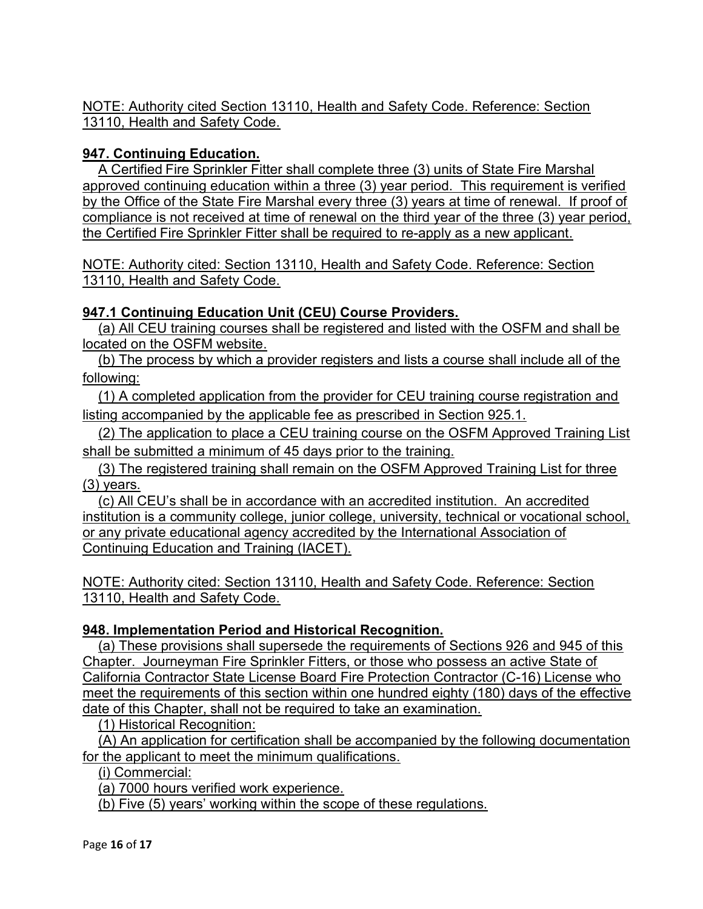NOTE: Authority cited Section 13110, Health and Safety Code. Reference: Section 13110, Health and Safety Code.

**947. Continuing Education.**

A Certified Fire Sprinkler Fitter shall complete three (3) units of State Fire Marshal approved continuing education within a three (3) year period. This requirement is verified by the Office of the State Fire Marshal every three (3) years at time of renewal. If proof of compliance is not received at time of renewal on the third year of the three (3) year period, the Certified Fire Sprinkler Fitter shall be required to re-apply as a new applicant.

NOTE: Authority cited: Section 13110, Health and Safety Code. Reference: Section 13110, Health and Safety Code.

**947.1 Continuing Education Unit (CEU) Course Providers.**

(a) All CEU training courses shall be registered and listed with the OSFM and shall be located on the OSFM website.

(b) The process by which a provider registers and lists a course shall include all of the following:

(1) A completed application from the provider for CEU training course registration and listing accompanied by the applicable fee as prescribed in Section 925.1.

(2) The application to place a CEU training course on the OSFM Approved Training List shall be submitted a minimum of 45 days prior to the training.

(3) The registered training shall remain on the OSFM Approved Training List for three (3) years.

(c) All CEU's shall be in accordance with an accredited institution. An accredited institution is a community college, junior college, university, technical or vocational school, or any private educational agency accredited by the International Association of Continuing Education and Training (IACET).

NOTE: Authority cited: Section 13110, Health and Safety Code. Reference: Section 13110, Health and Safety Code.

**948. Implementation Period and Historical Recognition.**

(a) These provisions shall supersede the requirements of Sections 926 and 945 of this Chapter. Journeyman Fire Sprinkler Fitters, or those who possess an active State of California Contractor State License Board Fire Protection Contractor (C-16) License who meet the requirements of this section within one hundred eighty (180) days of the effective date of this Chapter, shall not be required to take an examination.

(1) Historical Recognition:

(A) An application for certification shall be accompanied by the following documentation for the applicant to meet the minimum qualifications.

(i) Commercial:

(a) 7000 hours verified work experience.

(b) Five (5) years' working within the scope of these regulations.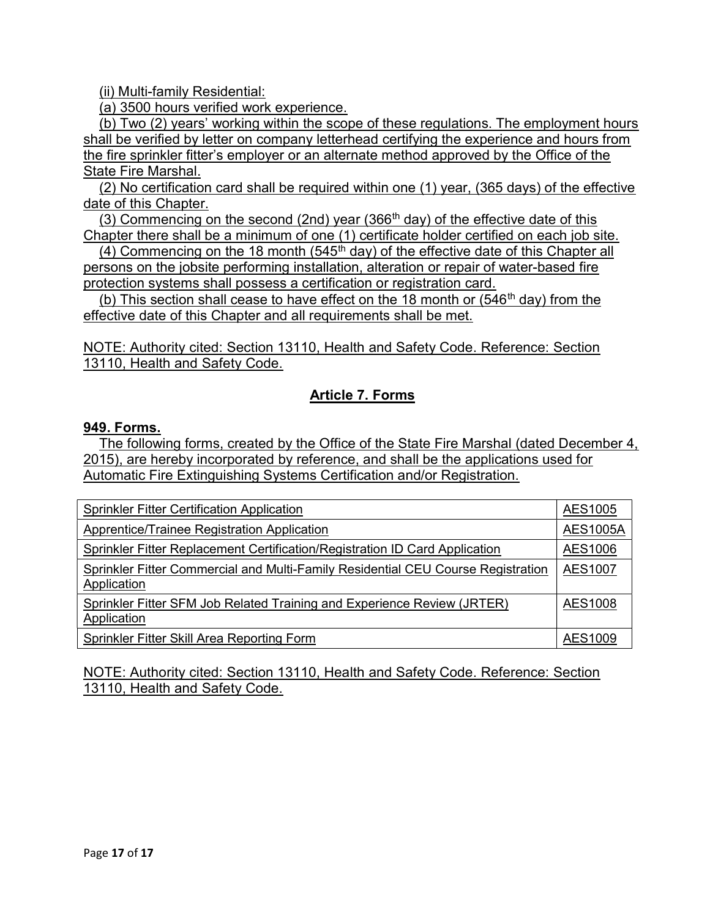(ii) Multi-family Residential:

(a) 3500 hours verified work experience.

(b) Two (2) years' working within the scope of these regulations. The employment hours shall be verified by letter on company letterhead certifying the experience and hours from the fire sprinkler fitter's employer or an alternate method approved by the Office of the State Fire Marshal.

(2) No certification card shall be required within one (1) year, (365 days) of the effective date of this Chapter.

(3) Commencing on the second (2nd) year (366th day) of the effective date of this Chapter there shall be a minimum of one (1) certificate holder certified on each job site.

(4) Commencing on the 18 month (545th day) of the effective date of this Chapter all persons on the jobsite performing installation, alteration or repair of water-based fire protection systems shall possess a certification or registration card.

(b) This section shall cease to have effect on the 18 month or (546th day) from the effective date of this Chapter and all requirements shall be met.

NOTE: Authority cited: Section 13110, Health and Safety Code. Reference: Section 13110, Health and Safety Code.

## Article 7. Forms

### 949. Forms.

The following forms, created by the Office of the State Fire Marshal (dated December 4, 2015), are hereby incorporated by reference, and shall be the applications used for Automatic Fire Extinguishing Systems Certification and/or Registration.

| | |
|---|---|
| Sprinkler Fitter Certification Application | AES1005 |
| Apprentice/Trainee Registration Application | AES1005A |
| Sprinkler Fitter Replacement Certification/Registration ID Card Application | AES1006 |
| Sprinkler Fitter Commercial and Multi-Family Residential CEU Course Registration Application | AES1007 |
| Sprinkler Fitter SFM Job Related Training and Experience Review (JRTER) Application | AES1008 |
| Sprinkler Fitter Skill Area Reporting Form | AES1009 |

NOTE: Authority cited: Section 13110, Health and Safety Code. Reference: Section 13110, Health and Safety Code.